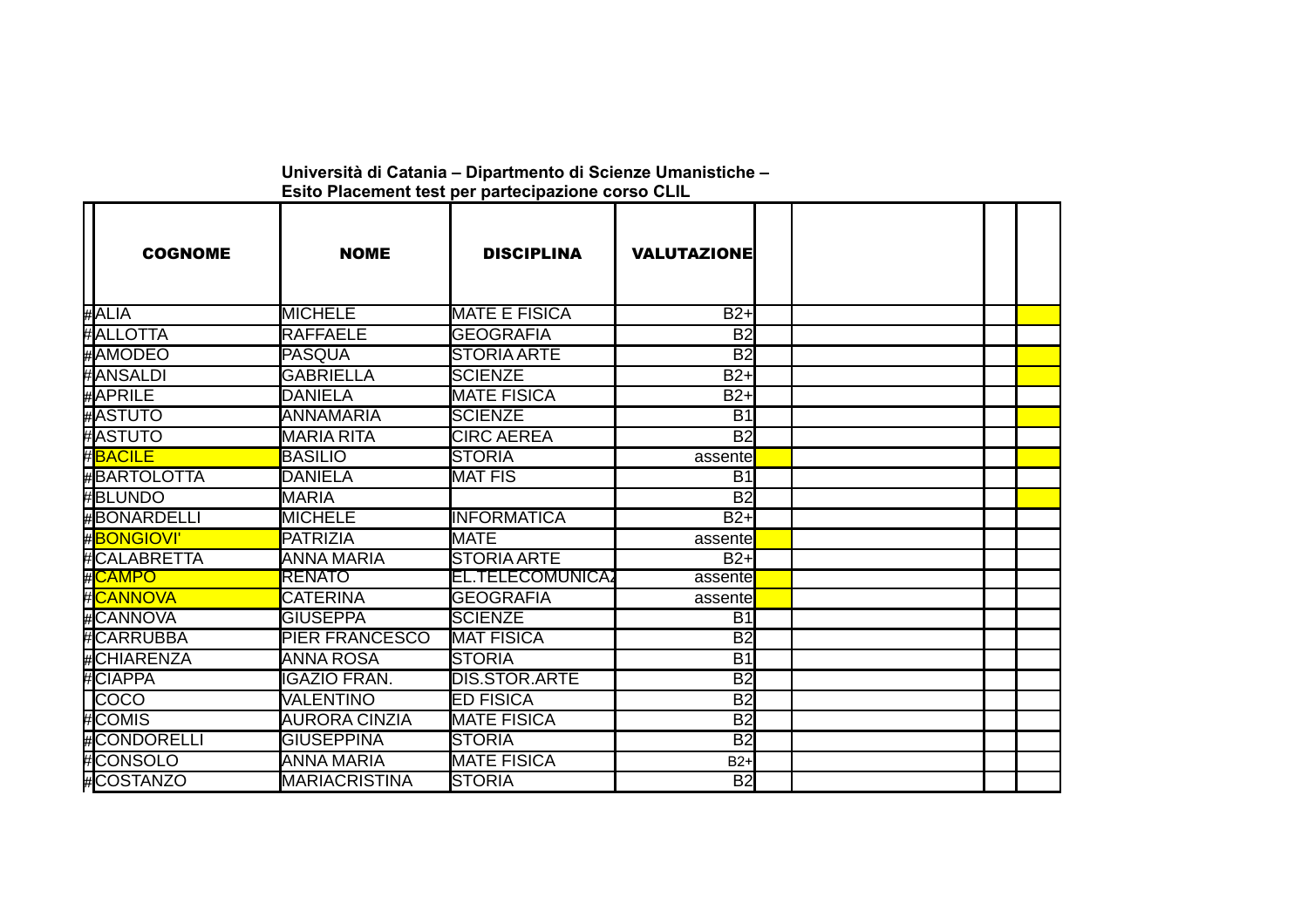**Università di Catania – Dipartmento di Scienze Umanistiche –**
**Esito Placement test per partecipazione corso CLIL**

| | COGNOME | NOME | DISCIPLINA | VALUTAZIONE | | | | |
|---|---|---|---|---|---|---|---|---|
| # | ALIA | MICHELE | MATE E FISICA | B2+ | | | | |
| # | ALLOTTA | RAFFAELE | GEOGRAFIA | B2 | | | | |
| # | AMODEO | PASQUA | STORIA ARTE | B2 | | | | |
| # | ANSALDI | GABRIELLA | SCIENZE | B2+ | | | | |
| # | APRILE | DANIELA | MATE FISICA | B2+ | | | | |
| # | ASTUTO | ANNAMARIA | SCIENZE | B1 | | | | |
| # | ASTUTO | MARIA RITA | CIRC AEREA | B2 | | | | |
| # | BACILE | BASILIO | STORIA | assente | | | | |
| # | BARTOLOTTA | DANIELA | MAT FIS | B1 | | | | |
| # | BLUNDO | MARIA | | B2 | | | | |
| # | BONARDELLI | MICHELE | INFORMATICA | B2+ | | | | |
| # | BONGIOVI' | PATRIZIA | MATE | assente | | | | |
| # | CALABRETTA | ANNA MARIA | STORIA ARTE | B2+ | | | | |
| # | CAMPO | RENATO | EL.TELECOMUNICAZ | assente | | | | |
| # | CANNOVA | CATERINA | GEOGRAFIA | assente | | | | |
| # | CANNOVA | GIUSEPPA | SCIENZE | B1 | | | | |
| # | CARRUBBA | PIER FRANCESCO | MAT FISICA | B2 | | | | |
| # | CHIARENZA | ANNA ROSA | STORIA | B1 | | | | |
| # | CIAPPA | IGAZIO FRAN. | DIS.STOR.ARTE | B2 | | | | |
| | COCO | VALENTINO | ED FISICA | B2 | | | | |
| # | COMIS | AURORA CINZIA | MATE FISICA | B2 | | | | |
| # | CONDORELLI | GIUSEPPINA | STORIA | B2 | | | | |
| # | CONSOLO | ANNA MARIA | MATE FISICA | B2+ | | | | |
| # | COSTANZO | MARIACRISTINA | STORIA | B2 | | | | |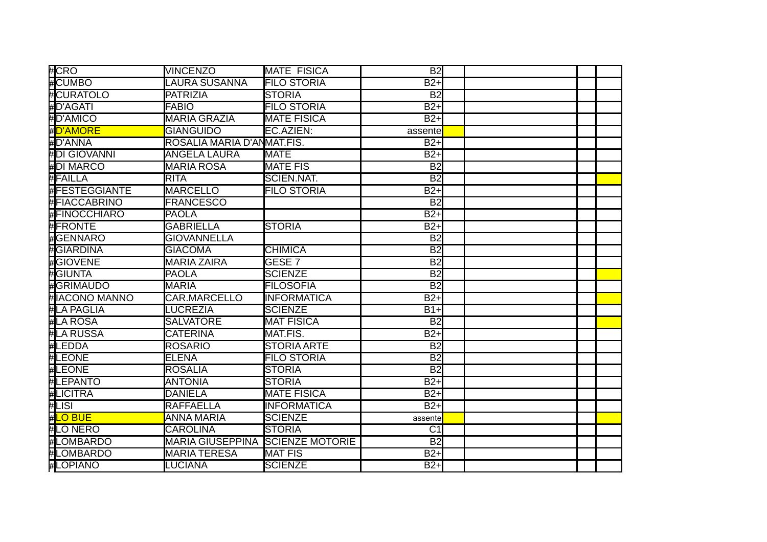| # | Cognome | Nome | Materia | Livello | | | | |
|---|---|---|---|---|---|---|---|---|
| # | CRO | VINCENZO | MATE FISICA | B2 | | | | |
| # | CUMBO | LAURA SUSANNA | FILO STORIA | B2+ | | | | |
| # | CURATOLO | PATRIZIA | STORIA | B2 | | | | |
| # | D'AGATI | FABIO | FILO STORIA | B2+ | | | | |
| # | D'AMICO | MARIA GRAZIA | MATE FISICA | B2+ | | | | |
| # | D'AMORE | GIANGUIDO | EC.AZIEN: | assente | | | | |
| # | D'ANNA | ROSALIA MARIA D'AN | MAT.FIS. | B2+ | | | | |
| # | DI GIOVANNI | ANGELA LAURA | MATE | B2+ | | | | |
| # | DI MARCO | MARIA ROSA | MATE FIS | B2 | | | | |
| # | FAILLA | RITA | SCIEN.NAT. | B2 | | | | |
| # | FESTEGGIANTE | MARCELLO | FILO STORIA | B2+ | | | | |
| # | FIACCABRINO | FRANCESCO | | B2 | | | | |
| # | FINOCCHIARO | PAOLA | | B2+ | | | | |
| # | FRONTE | GABRIELLA | STORIA | B2+ | | | | |
| # | GENNARO | GIOVANNELLA | | B2 | | | | |
| # | GIARDINA | GIACOMA | CHIMICA | B2 | | | | |
| # | GIOVENE | MARIA ZAIRA | GESE 7 | B2 | | | | |
| # | GIUNTA | PAOLA | SCIENZE | B2 | | | | |
| # | GRIMAUDO | MARIA | FILOSOFIA | B2 | | | | |
| # | IACONO MANNO | CAR.MARCELLO | INFORMATICA | B2+ | | | | |
| # | LA PAGLIA | LUCREZIA | SCIENZE | B1+ | | | | |
| # | LA ROSA | SALVATORE | MAT FISICA | B2 | | | | |
| # | LA RUSSA | CATERINA | MAT.FIS. | B2+ | | | | |
| # | LEDDA | ROSARIO | STORIA ARTE | B2 | | | | |
| # | LEONE | ELENA | FILO STORIA | B2 | | | | |
| # | LEONE | ROSALIA | STORIA | B2 | | | | |
| # | LEPANTO | ANTONIA | STORIA | B2+ | | | | |
| # | LICITRA | DANIELA | MATE FISICA | B2+ | | | | |
| # | LISI | RAFFAELLA | INFORMATICA | B2+ | | | | |
| # | LO BUE | ANNA MARIA | SCIENZE | assente | | | | |
| # | LO NERO | CAROLINA | STORIA | C1 | | | | |
| # | LOMBARDO | MARIA GIUSEPPINA | SCIENZE MOTORIE | B2 | | | | |
| # | LOMBARDO | MARIA TERESA | MAT FIS | B2+ | | | | |
| # | LOPIANO | LUCIANA | SCIENZE | B2+ | | | | |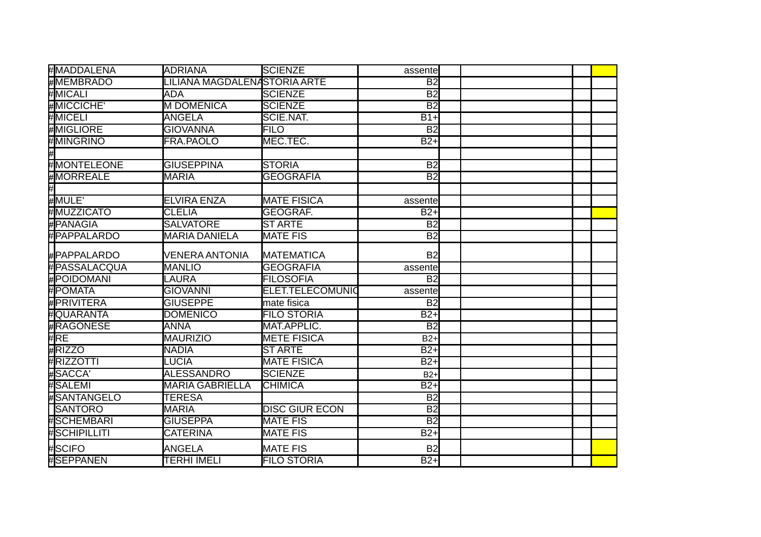| | | | | | | | |
|---|---|---|---|---|---|---|---|
| # | MADDALENA | ADRIANA | SCIENZE | assente | | | |
| # | MEMBRADO | LILIANA MAGDALENA | STORIA ARTE | B2 | | | |
| # | MICALI | ADA | SCIENZE | B2 | | | |
| # | MICCICHE' | M DOMENICA | SCIENZE | B2 | | | |
| # | MICELI | ANGELA | SCIE.NAT. | B1+ | | | |
| # | MIGLIORE | GIOVANNA | FILO | B2 | | | |
| # | MINGRINO | FRA.PAOLO | MEC.TEC. | B2+ | | | |
| # | | | | | | | |
| # | MONTELEONE | GIUSEPPINA | STORIA | B2 | | | |
| # | MORREALE | MARIA | GEOGRAFIA | B2 | | | |
| # | | | | | | | |
| # | MULE' | ELVIRA ENZA | MATE FISICA | assente | | | |
| # | MUZZICATO | CLELIA | GEOGRAF. | B2+ | | | |
| # | PANAGIA | SALVATORE | ST ARTE | B2 | | | |
| # | PAPPALARDO | MARIA DANIELA | MATE FIS | B2 | | | |
| # | PAPPALARDO | VENERA ANTONIA | MATEMATICA | B2 | | | |
| # | PASSALACQUA | MANLIO | GEOGRAFIA | assente | | | |
| # | POIDOMANI | LAURA | FILOSOFIA | B2 | | | |
| # | POMATA | GIOVANNI | ELET.TELECOMUNIC | assente | | | |
| # | PRIVITERA | GIUSEPPE | mate fisica | B2 | | | |
| # | QUARANTA | DOMENICO | FILO STORIA | B2+ | | | |
| # | RAGONESE | ANNA | MAT.APPLIC. | B2 | | | |
| # | RE | MAURIZIO | METE FISICA | B2+ | | | |
| # | RIZZO | NADIA | ST ARTE | B2+ | | | |
| # | RIZZOTTI | LUCIA | MATE FISICA | B2+ | | | |
| # | SACCA' | ALESSANDRO | SCIENZE | B2+ | | | |
| # | SALEMI | MARIA GABRIELLA | CHIMICA | B2+ | | | |
| # | SANTANGELO | TERESA | | B2 | | | |
| | SANTORO | MARIA | DISC GIUR ECON | B2 | | | |
| # | SCHEMBARI | GIUSEPPA | MATE FIS | B2 | | | |
| # | SCHIPILLITI | CATERINA | MATE FIS | B2+ | | | |
| # | SCIFO | ANGELA | MATE FIS | B2 | | | |
| # | SEPPANEN | TERHI IMELI | FILO STORIA | B2+ | | | |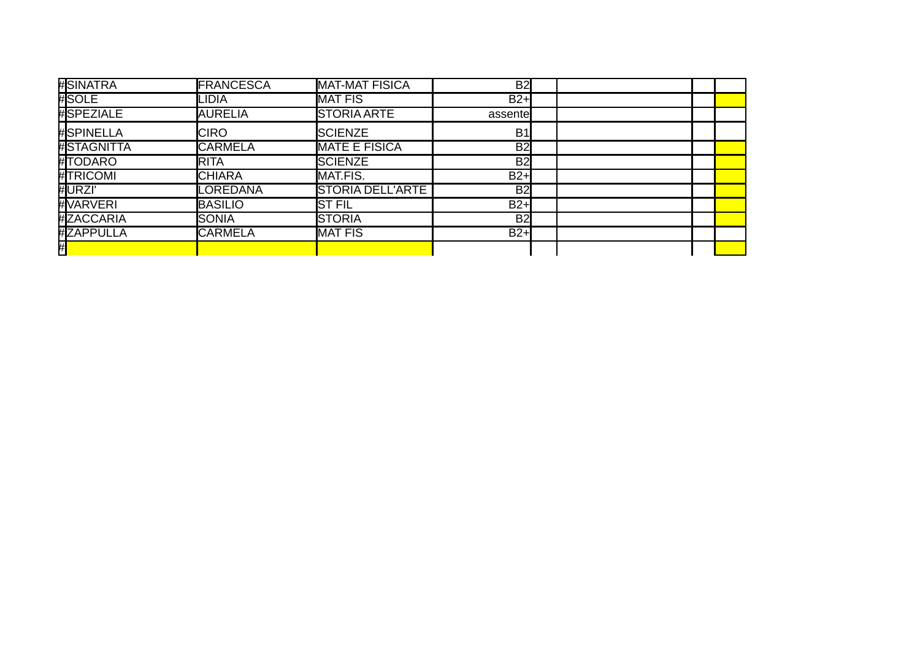| | | | | | | | | |
|---|---|---|---|---|---|---|---|---|
| # | SINATRA | FRANCESCA | MAT-MAT FISICA | B2 | | | | |
| # | SOLE | LIDIA | MAT FIS | B2+ | | | | |
| # | SPEZIALE | AURELIA | STORIA ARTE | assente | | | | |
| # | SPINELLA | CIRO | SCIENZE | B1 | | | | |
| # | STAGNITTA | CARMELA | MATE E FISICA | B2 | | | | |
| # | TODARO | RITA | SCIENZE | B2 | | | | |
| # | TRICOMI | CHIARA | MAT.FIS. | B2+ | | | | |
| # | URZI' | LOREDANA | STORIA DELL'ARTE | B2 | | | | |
| # | VARVERI | BASILIO | ST FIL | B2+ | | | | |
| # | ZACCARIA | SONIA | STORIA | B2 | | | | |
| # | ZAPPULLA | CARMELA | MAT FIS | B2+ | | | | |
| # | | | | | | | | |